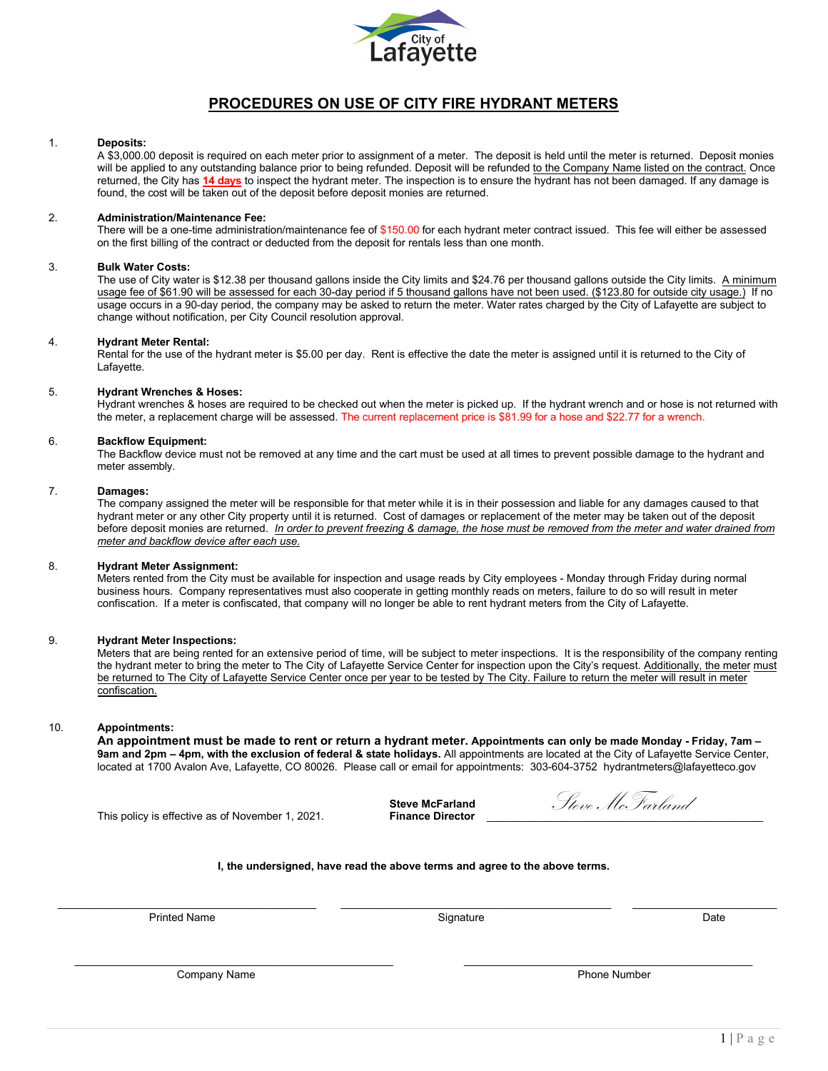City of Lafayette

# PROCEDURES ON USE OF CITY FIRE HYDRANT METERS

1. **Deposits:**
   A $3,000.00 deposit is required on each meter prior to assignment of a meter. The deposit is held until the meter is returned. Deposit monies will be applied to any outstanding balance prior to being refunded. Deposit will be refunded to the Company Name listed on the contract. Once returned, the City has **14 days** to inspect the hydrant meter. The inspection is to ensure the hydrant has not been damaged. If any damage is found, the cost will be taken out of the deposit before deposit monies are returned.

2. **Administration/Maintenance Fee:**
   There will be a one-time administration/maintenance fee of $150.00 for each hydrant meter contract issued. This fee will either be assessed on the first billing of the contract or deducted from the deposit for rentals less than one month.

3. **Bulk Water Costs:**
   The use of City water is $12.38 per thousand gallons inside the City limits and $24.76 per thousand gallons outside the City limits. A minimum usage fee of $61.90 will be assessed for each 30-day period if 5 thousand gallons have not been used. ($123.80 for outside city usage.) If no usage occurs in a 90-day period, the company may be asked to return the meter. Water rates charged by the City of Lafayette are subject to change without notification, per City Council resolution approval.

4. **Hydrant Meter Rental:**
   Rental for the use of the hydrant meter is $5.00 per day. Rent is effective the date the meter is assigned until it is returned to the City of Lafayette.

5. **Hydrant Wrenches & Hoses:**
   Hydrant wrenches & hoses are required to be checked out when the meter is picked up. If the hydrant wrench and or hose is not returned with the meter, a replacement charge will be assessed. The current replacement price is $81.99 for a hose and $22.77 for a wrench.

6. **Backflow Equipment:**
   The Backflow device must not be removed at any time and the cart must be used at all times to prevent possible damage to the hydrant and meter assembly.

7. **Damages:**
   The company assigned the meter will be responsible for that meter while it is in their possession and liable for any damages caused to that hydrant meter or any other City property until it is returned. Cost of damages or replacement of the meter may be taken out of the deposit before deposit monies are returned. *In order to prevent freezing & damage, the hose must be removed from the meter and water drained from meter and backflow device after each use.*

8. **Hydrant Meter Assignment:**
   Meters rented from the City must be available for inspection and usage reads by City employees - Monday through Friday during normal business hours. Company representatives must also cooperate in getting monthly reads on meters, failure to do so will result in meter confiscation. If a meter is confiscated, that company will no longer be able to rent hydrant meters from the City of Lafayette.

9. **Hydrant Meter Inspections:**
   Meters that are being rented for an extensive period of time, will be subject to meter inspections. It is the responsibility of the company renting the hydrant meter to bring the meter to The City of Lafayette Service Center for inspection upon the City's request. Additionally, the meter must be returned to The City of Lafayette Service Center once per year to be tested by The City. Failure to return the meter will result in meter confiscation.

10. **Appointments:**
    **An appointment must be made to rent or return a hydrant meter. Appointments can only be made Monday - Friday, 7am – 9am and 2pm – 4pm, with the exclusion of federal & state holidays.** All appointments are located at the City of Lafayette Service Center, located at 1700 Avalon Ave, Lafayette, CO 80026. Please call or email for appointments: 303-604-3752 hydrantmeters@lafayetteco.gov

This policy is effective as of November 1, 2021.

**Steve McFarland**
**Finance Director**

*Steve McFarland*

**I, the undersigned, have read the above terms and agree to the above terms.**

| Printed Name | Signature | Date |
|---|---|---|
| | | |

| Company Name | Phone Number |
|---|---|
| | |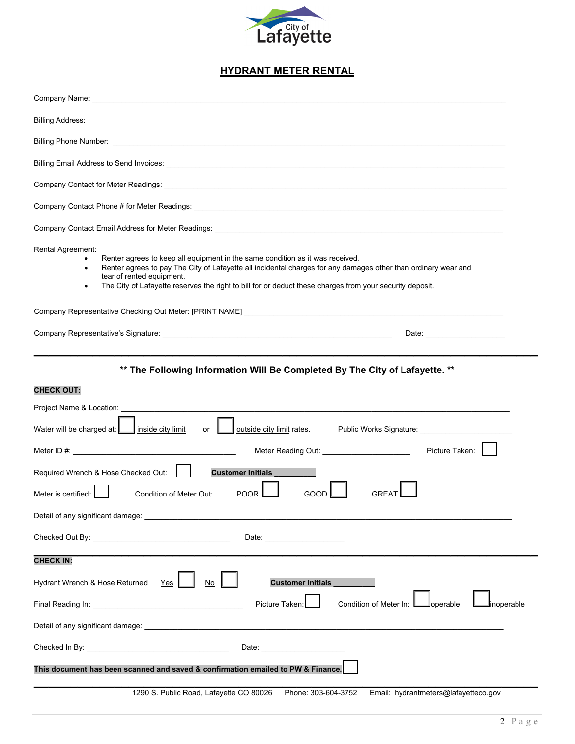City of Lafayette

# HYDRANT METER RENTAL

Company Name: \_\_\_\_\_\_\_\_\_\_\_\_\_\_\_\_\_\_\_\_\_\_\_\_\_\_\_\_\_\_\_\_\_\_\_\_\_\_\_\_

Billing Address: \_\_\_\_\_\_\_\_\_\_\_\_\_\_\_\_\_\_\_\_\_\_\_\_\_\_\_\_\_\_\_\_\_\_\_\_\_\_\_\_

Billing Phone Number: \_\_\_\_\_\_\_\_\_\_\_\_\_\_\_\_\_\_\_\_\_\_\_\_\_\_\_\_\_\_\_\_\_\_\_\_\_\_\_\_

Billing Email Address to Send Invoices: \_\_\_\_\_\_\_\_\_\_\_\_\_\_\_\_\_\_\_\_\_\_\_\_\_\_\_\_\_\_\_\_\_\_\_\_\_\_\_\_

Company Contact for Meter Readings: \_\_\_\_\_\_\_\_\_\_\_\_\_\_\_\_\_\_\_\_\_\_\_\_\_\_\_\_\_\_\_\_\_\_\_\_\_\_\_\_

Company Contact Phone # for Meter Readings: \_\_\_\_\_\_\_\_\_\_\_\_\_\_\_\_\_\_\_\_\_\_\_\_\_\_\_\_\_\_\_\_\_\_\_\_\_\_\_\_

Company Contact Email Address for Meter Readings: \_\_\_\_\_\_\_\_\_\_\_\_\_\_\_\_\_\_\_\_\_\_\_\_\_\_\_\_\_\_\_\_\_\_\_\_\_\_\_\_

Rental Agreement:

- Renter agrees to keep all equipment in the same condition as it was received.
- Renter agrees to pay The City of Lafayette all incidental charges for any damages other than ordinary wear and tear of rented equipment.
- The City of Lafayette reserves the right to bill for or deduct these charges from your security deposit.

Company Representative Checking Out Meter: [PRINT NAME] \_\_\_\_\_\_\_\_\_\_\_\_\_\_\_\_\_\_\_\_\_\_\_\_\_\_\_\_\_\_\_\_\_\_\_\_\_\_\_\_

Company Representative's Signature: \_\_\_\_\_\_\_\_\_\_\_\_\_\_\_\_\_\_\_\_\_\_\_\_\_\_\_\_\_\_ Date: \_\_\_\_\_\_\_\_\_\_\_\_\_\_

---

### ** The Following Information Will Be Completed By The City of Lafayette. **

**CHECK OUT:**

Project Name & Location: \_\_\_\_\_\_\_\_\_\_\_\_\_\_\_\_\_\_\_\_\_\_\_\_\_\_\_\_\_\_\_\_\_\_\_\_\_\_\_\_

Water will be charged at: ☐ inside city limit or ☐ outside city limit rates. Public Works Signature: \_\_\_\_\_\_\_\_\_\_\_\_\_\_\_\_\_\_\_\_

Meter ID #: \_\_\_\_\_\_\_\_\_\_\_\_\_\_\_\_\_\_\_\_\_\_\_\_\_\_\_\_\_\_ Meter Reading Out: \_\_\_\_\_\_\_\_\_\_\_\_\_\_\_\_\_\_\_\_ Picture Taken: ☐

Required Wrench & Hose Checked Out: ☐ **Customer Initials \_\_\_\_\_\_\_\_\_\_**

Meter is certified: ☐ Condition of Meter Out: POOR ☐ GOOD ☐ GREAT ☐

Detail of any significant damage: \_\_\_\_\_\_\_\_\_\_\_\_\_\_\_\_\_\_\_\_\_\_\_\_\_\_\_\_\_\_\_\_\_\_\_\_\_\_\_\_

Checked Out By: \_\_\_\_\_\_\_\_\_\_\_\_\_\_\_\_\_\_\_\_\_\_\_\_\_\_\_\_\_\_ Date: \_\_\_\_\_\_\_\_\_\_\_\_\_\_\_\_\_\_\_\_

---

**CHECK IN:**

Hydrant Wrench & Hose Returned Yes ☐ No ☐ **Customer Initials \_\_\_\_\_\_\_\_\_\_**

Final Reading In: \_\_\_\_\_\_\_\_\_\_\_\_\_\_\_\_\_\_\_\_\_\_\_\_\_\_\_\_\_\_ Picture Taken: ☐ Condition of Meter In: ☐ operable ☐ inoperable

Detail of any significant damage: \_\_\_\_\_\_\_\_\_\_\_\_\_\_\_\_\_\_\_\_\_\_\_\_\_\_\_\_\_\_\_\_\_\_\_\_\_\_\_\_

Checked In By: \_\_\_\_\_\_\_\_\_\_\_\_\_\_\_\_\_\_\_\_\_\_\_\_\_\_\_\_\_\_ Date: \_\_\_\_\_\_\_\_\_\_\_\_\_\_\_\_\_\_\_\_

**This document has been scanned and saved & confirmation emailed to PW & Finance.** ☐

---

1290 S. Public Road, Lafayette CO 80026 Phone: 303-604-3752 Email: hydrantmeters@lafayetteco.gov